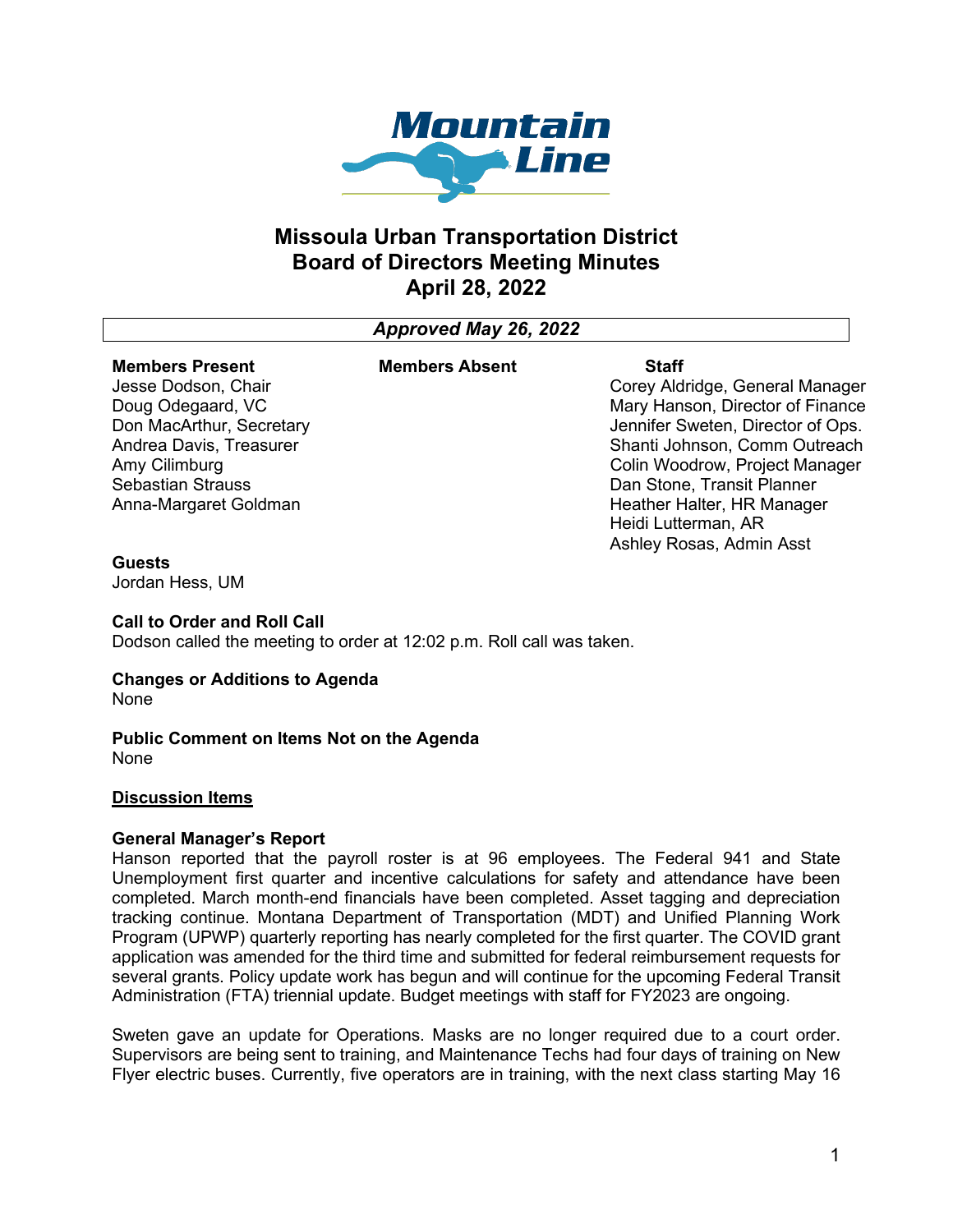# Missoula Urban Transportation District
# Board of Directors Meeting Minutes
# April 28, 2022

*Approved May 26, 2022*

| Members Present | Members Absent | Staff |
|---|---|---|
| Jesse Dodson, Chair | | Corey Aldridge, General Manager |
| Doug Odegaard, VC | | Mary Hanson, Director of Finance |
| Don MacArthur, Secretary | | Jennifer Sweten, Director of Ops. |
| Andrea Davis, Treasurer | | Shanti Johnson, Comm Outreach |
| Amy Cilimburg | | Colin Woodrow, Project Manager |
| Sebastian Strauss | | Dan Stone, Transit Planner |
| Anna-Margaret Goldman | | Heather Halter, HR Manager |
| | | Heidi Lutterman, AR |
| | | Ashley Rosas, Admin Asst |

**Guests**
Jordan Hess, UM

**Call to Order and Roll Call**
Dodson called the meeting to order at 12:02 p.m. Roll call was taken.

**Changes or Additions to Agenda**
None

**Public Comment on Items Not on the Agenda**
None

**Discussion Items**

**General Manager's Report**
Hanson reported that the payroll roster is at 96 employees. The Federal 941 and State Unemployment first quarter and incentive calculations for safety and attendance have been completed. March month-end financials have been completed. Asset tagging and depreciation tracking continue. Montana Department of Transportation (MDT) and Unified Planning Work Program (UPWP) quarterly reporting has nearly completed for the first quarter. The COVID grant application was amended for the third time and submitted for federal reimbursement requests for several grants. Policy update work has begun and will continue for the upcoming Federal Transit Administration (FTA) triennial update. Budget meetings with staff for FY2023 are ongoing.

Sweten gave an update for Operations. Masks are no longer required due to a court order. Supervisors are being sent to training, and Maintenance Techs had four days of training on New Flyer electric buses. Currently, five operators are in training, with the next class starting May 16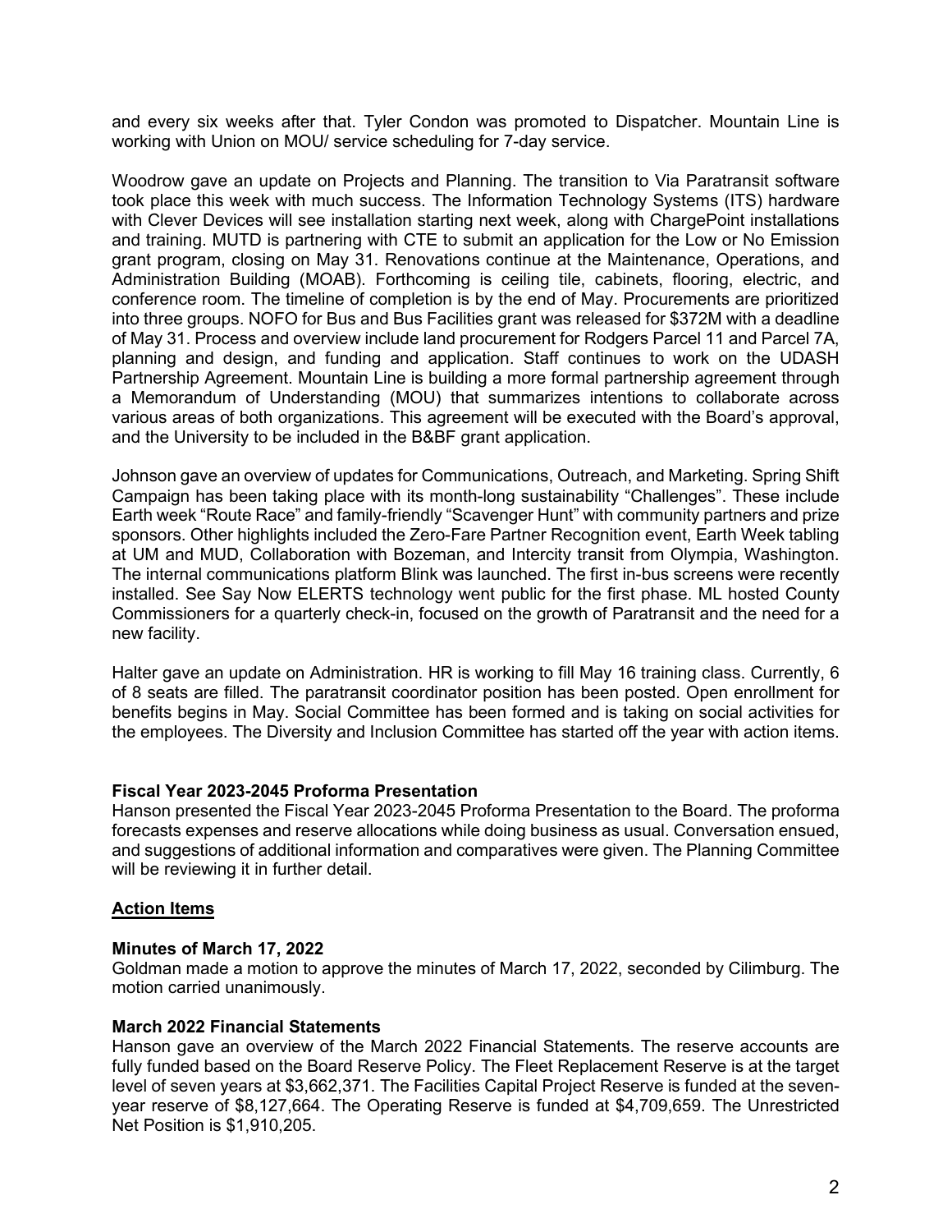and every six weeks after that. Tyler Condon was promoted to Dispatcher. Mountain Line is working with Union on MOU/ service scheduling for 7-day service.

Woodrow gave an update on Projects and Planning. The transition to Via Paratransit software took place this week with much success. The Information Technology Systems (ITS) hardware with Clever Devices will see installation starting next week, along with ChargePoint installations and training. MUTD is partnering with CTE to submit an application for the Low or No Emission grant program, closing on May 31. Renovations continue at the Maintenance, Operations, and Administration Building (MOAB). Forthcoming is ceiling tile, cabinets, flooring, electric, and conference room. The timeline of completion is by the end of May. Procurements are prioritized into three groups. NOFO for Bus and Bus Facilities grant was released for $372M with a deadline of May 31. Process and overview include land procurement for Rodgers Parcel 11 and Parcel 7A, planning and design, and funding and application. Staff continues to work on the UDASH Partnership Agreement. Mountain Line is building a more formal partnership agreement through a Memorandum of Understanding (MOU) that summarizes intentions to collaborate across various areas of both organizations. This agreement will be executed with the Board's approval, and the University to be included in the B&BF grant application.

Johnson gave an overview of updates for Communications, Outreach, and Marketing. Spring Shift Campaign has been taking place with its month-long sustainability "Challenges". These include Earth week "Route Race" and family-friendly "Scavenger Hunt" with community partners and prize sponsors. Other highlights included the Zero-Fare Partner Recognition event, Earth Week tabling at UM and MUD, Collaboration with Bozeman, and Intercity transit from Olympia, Washington. The internal communications platform Blink was launched. The first in-bus screens were recently installed. See Say Now ELERTS technology went public for the first phase. ML hosted County Commissioners for a quarterly check-in, focused on the growth of Paratransit and the need for a new facility.

Halter gave an update on Administration. HR is working to fill May 16 training class. Currently, 6 of 8 seats are filled. The paratransit coordinator position has been posted. Open enrollment for benefits begins in May. Social Committee has been formed and is taking on social activities for the employees. The Diversity and Inclusion Committee has started off the year with action items.

**Fiscal Year 2023-2045 Proforma Presentation**

Hanson presented the Fiscal Year 2023-2045 Proforma Presentation to the Board. The proforma forecasts expenses and reserve allocations while doing business as usual. Conversation ensued, and suggestions of additional information and comparatives were given. The Planning Committee will be reviewing it in further detail.

**<u>Action Items</u>**

**Minutes of March 17, 2022**

Goldman made a motion to approve the minutes of March 17, 2022, seconded by Cilimburg. The motion carried unanimously.

**March 2022 Financial Statements**

Hanson gave an overview of the March 2022 Financial Statements. The reserve accounts are fully funded based on the Board Reserve Policy. The Fleet Replacement Reserve is at the target level of seven years at $3,662,371. The Facilities Capital Project Reserve is funded at the seven-year reserve of $8,127,664. The Operating Reserve is funded at $4,709,659. The Unrestricted Net Position is $1,910,205.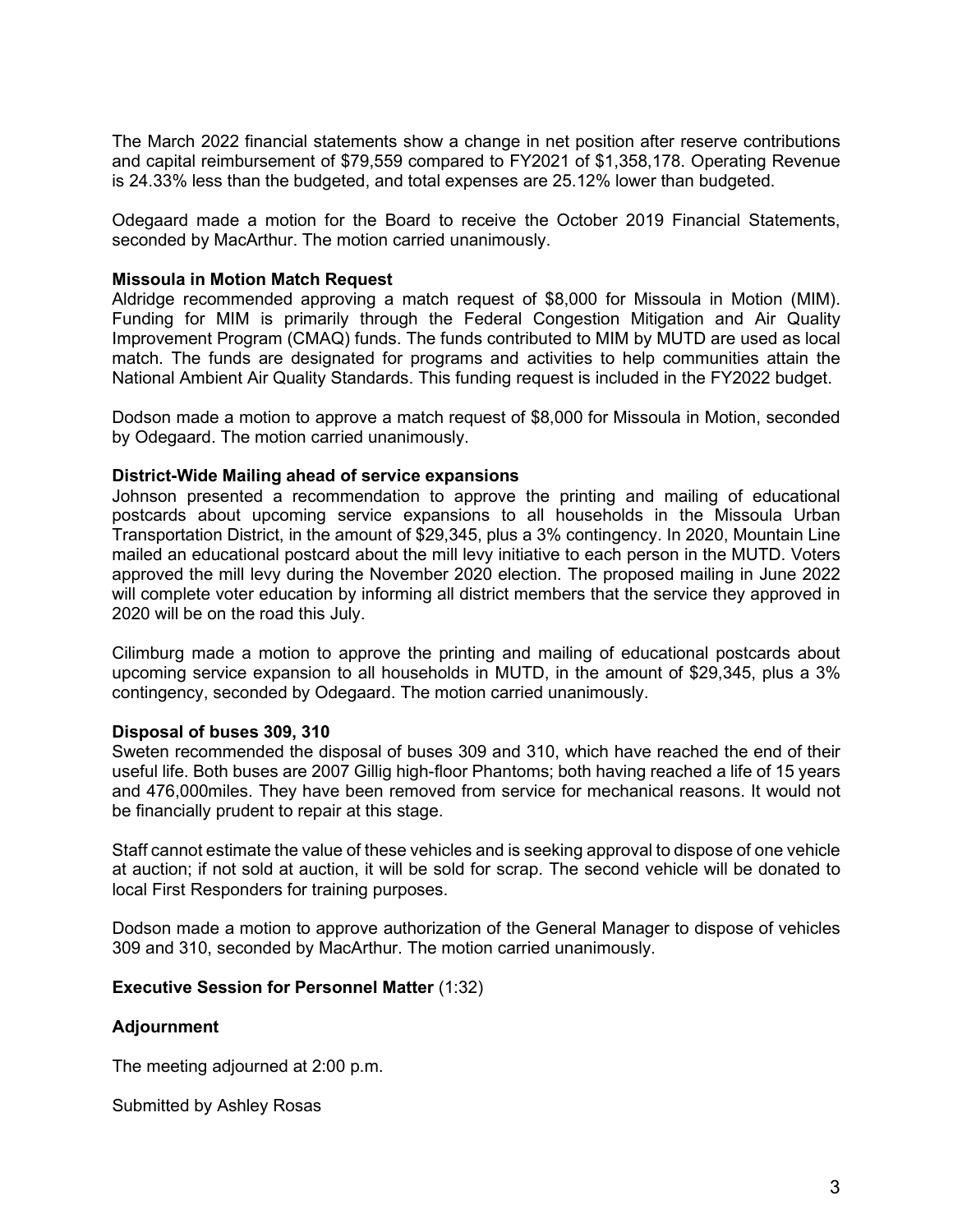The March 2022 financial statements show a change in net position after reserve contributions and capital reimbursement of $79,559 compared to FY2021 of $1,358,178. Operating Revenue is 24.33% less than the budgeted, and total expenses are 25.12% lower than budgeted.

Odegaard made a motion for the Board to receive the October 2019 Financial Statements, seconded by MacArthur. The motion carried unanimously.

**Missoula in Motion Match Request**

Aldridge recommended approving a match request of $8,000 for Missoula in Motion (MIM). Funding for MIM is primarily through the Federal Congestion Mitigation and Air Quality Improvement Program (CMAQ) funds. The funds contributed to MIM by MUTD are used as local match. The funds are designated for programs and activities to help communities attain the National Ambient Air Quality Standards. This funding request is included in the FY2022 budget.

Dodson made a motion to approve a match request of $8,000 for Missoula in Motion, seconded by Odegaard. The motion carried unanimously.

**District-Wide Mailing ahead of service expansions**

Johnson presented a recommendation to approve the printing and mailing of educational postcards about upcoming service expansions to all households in the Missoula Urban Transportation District, in the amount of $29,345, plus a 3% contingency. In 2020, Mountain Line mailed an educational postcard about the mill levy initiative to each person in the MUTD. Voters approved the mill levy during the November 2020 election. The proposed mailing in June 2022 will complete voter education by informing all district members that the service they approved in 2020 will be on the road this July.

Cilimburg made a motion to approve the printing and mailing of educational postcards about upcoming service expansion to all households in MUTD, in the amount of $29,345, plus a 3% contingency, seconded by Odegaard. The motion carried unanimously.

**Disposal of buses 309, 310**

Sweten recommended the disposal of buses 309 and 310, which have reached the end of their useful life. Both buses are 2007 Gillig high-floor Phantoms; both having reached a life of 15 years and 476,000miles. They have been removed from service for mechanical reasons. It would not be financially prudent to repair at this stage.

Staff cannot estimate the value of these vehicles and is seeking approval to dispose of one vehicle at auction; if not sold at auction, it will be sold for scrap. The second vehicle will be donated to local First Responders for training purposes.

Dodson made a motion to approve authorization of the General Manager to dispose of vehicles 309 and 310, seconded by MacArthur. The motion carried unanimously.

**Executive Session for Personnel Matter** (1:32)

**Adjournment**

The meeting adjourned at 2:00 p.m.

Submitted by Ashley Rosas